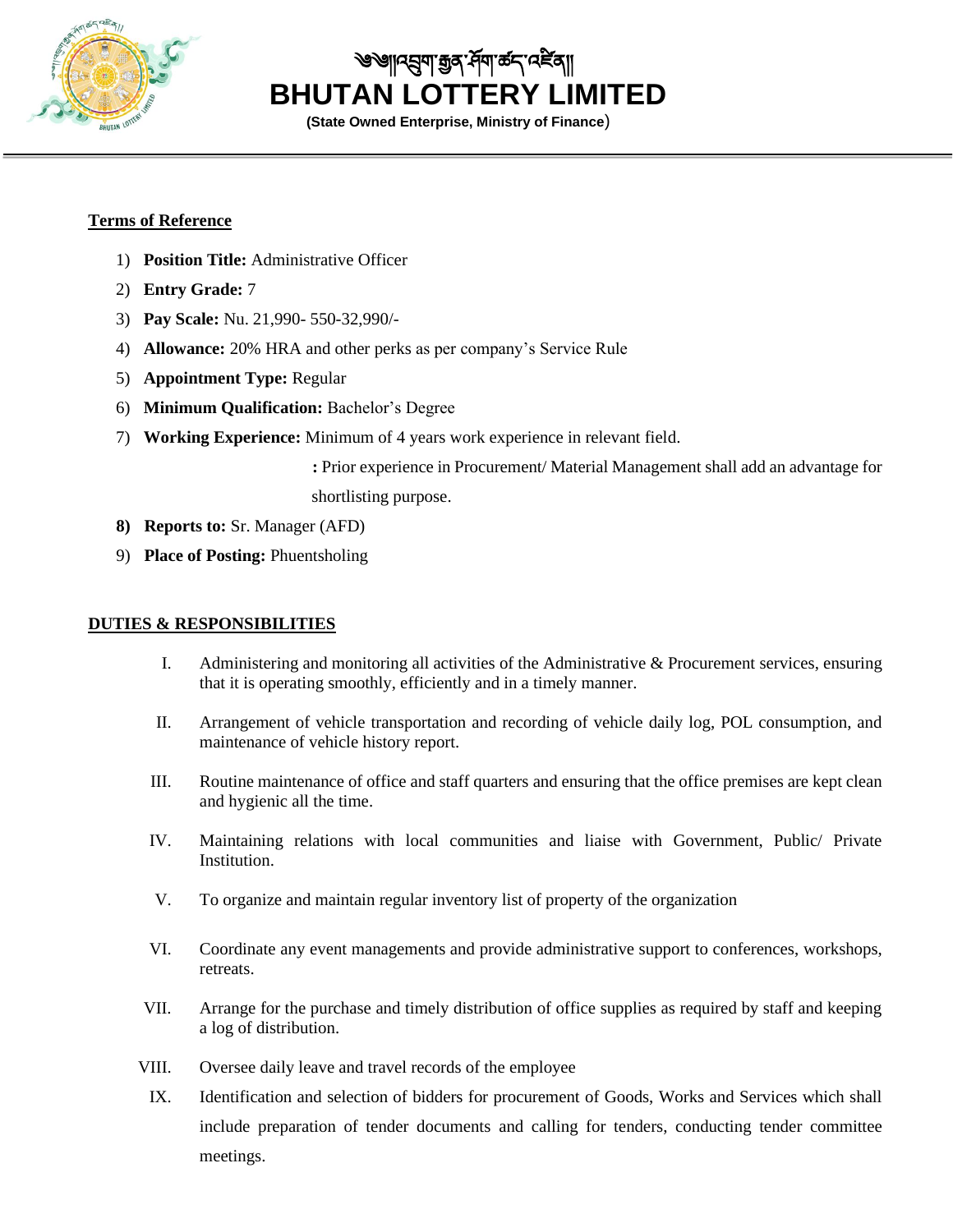# ༄༅།།འབྲུག་རྒྱན་ཤོག་ཚད་འཛིན།།

# BHUTAN LOTTERY LIMITED

**(State Owned Enterprise, Ministry of Finance)**

**Terms of Reference**

1) **Position Title:** Administrative Officer
2) **Entry Grade:** 7
3) **Pay Scale:** Nu. 21,990- 550-32,990/-
4) **Allowance:** 20% HRA and other perks as per company's Service Rule
5) **Appointment Type:** Regular
6) **Minimum Qualification:** Bachelor's Degree
7) **Working Experience:** Minimum of 4 years work experience in relevant field.

   **:** Prior experience in Procurement/ Material Management shall add an advantage for shortlisting purpose.
8) **Reports to:** Sr. Manager (AFD)
9) **Place of Posting:** Phuentsholing

**DUTIES & RESPONSIBILITIES**

I. Administering and monitoring all activities of the Administrative & Procurement services, ensuring that it is operating smoothly, efficiently and in a timely manner.

II. Arrangement of vehicle transportation and recording of vehicle daily log, POL consumption, and maintenance of vehicle history report.

III. Routine maintenance of office and staff quarters and ensuring that the office premises are kept clean and hygienic all the time.

IV. Maintaining relations with local communities and liaise with Government, Public/ Private Institution.

V. To organize and maintain regular inventory list of property of the organization

VI. Coordinate any event managements and provide administrative support to conferences, workshops, retreats.

VII. Arrange for the purchase and timely distribution of office supplies as required by staff and keeping a log of distribution.

VIII. Oversee daily leave and travel records of the employee

IX. Identification and selection of bidders for procurement of Goods, Works and Services which shall include preparation of tender documents and calling for tenders, conducting tender committee meetings.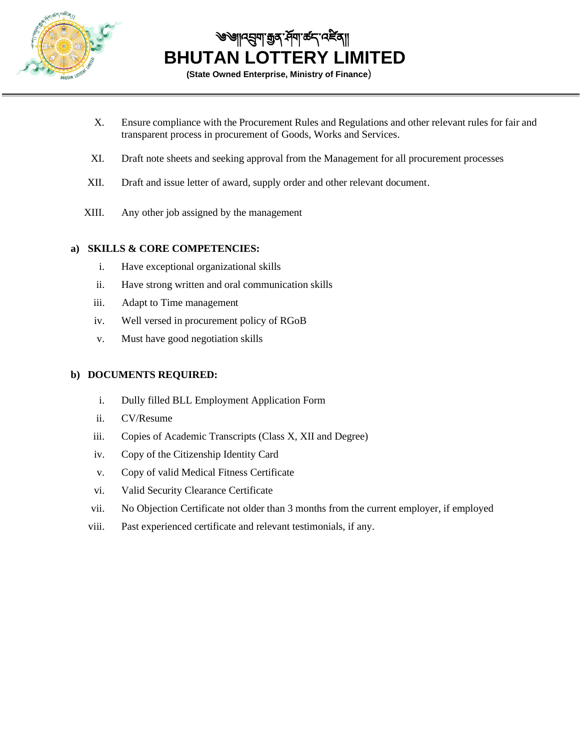X. Ensure compliance with the Procurement Rules and Regulations and other relevant rules for fair and transparent process in procurement of Goods, Works and Services.

XI. Draft note sheets and seeking approval from the Management for all procurement processes

XII. Draft and issue letter of award, supply order and other relevant document.

XIII. Any other job assigned by the management

**a) SKILLS & CORE COMPETENCIES:**

i. Have exceptional organizational skills

ii. Have strong written and oral communication skills

iii. Adapt to Time management

iv. Well versed in procurement policy of RGoB

v. Must have good negotiation skills

**b) DOCUMENTS REQUIRED:**

i. Dully filled BLL Employment Application Form

ii. CV/Resume

iii. Copies of Academic Transcripts (Class X, XII and Degree)

iv. Copy of the Citizenship Identity Card

v. Copy of valid Medical Fitness Certificate

vi. Valid Security Clearance Certificate

vii. No Objection Certificate not older than 3 months from the current employer, if employed

viii. Past experienced certificate and relevant testimonials, if any.